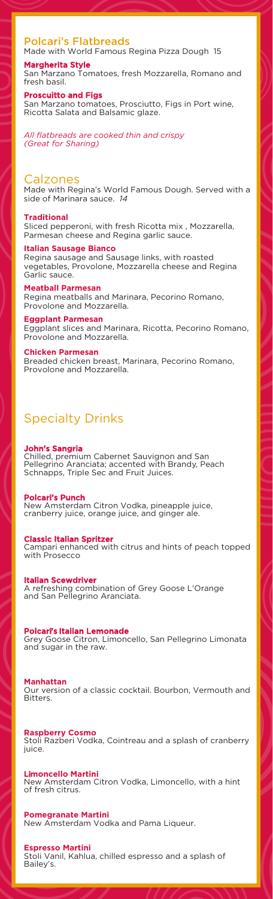## Polcari's Flatbreads

Made with World Famous Regina Pizza Dough 15

**Margherita Style**
San Marzano Tomatoes, fresh Mozzarella, Romano and fresh basil.

**Proscuitto and Figs**
San Marzano tomatoes, Prosciutto, Figs in Port wine, Ricotta Salata and Balsamic glaze.

*All flatbreads are cooked thin and crispy (Great for Sharing)*

## Calzones

Made with Regina's World Famous Dough. Served with a side of Marinara sauce. *14*

**Traditional**
Sliced pepperoni, with fresh Ricotta mix , Mozzarella, Parmesan cheese and Regina garlic sauce.

**Italian Sausage Bianco**
Regina sausage and Sausage links, with roasted vegetables, Provolone, Mozzarella cheese and Regina Garlic sauce.

**Meatball Parmesan**
Regina meatballs and Marinara, Pecorino Romano, Provolone and Mozzarella.

**Eggplant Parmesan**
Eggplant slices and Marinara, Ricotta, Pecorino Romano, Provolone and Mozzarella.

**Chicken Parmesan**
Breaded chicken breast, Marinara, Pecorino Romano, Provolone and Mozzarella.

## Specialty Drinks

**John's Sangria**
Chilled, premium Cabernet Sauvignon and San Pellegrino Aranciata; accented with Brandy, Peach Schnapps, Triple Sec and Fruit Juices.

**Polcari's Punch**
New Amsterdam Citron Vodka, pineapple juice, cranberry juice, orange juice, and ginger ale.

**Classic Italian Spritzer**
Campari enhanced with citrus and hints of peach topped with Prosecco

**Italian Scewdriver**
A refreshing combination of Grey Goose L'Orange and San Pellegrino Aranciata.

**Polcari's Italian Lemonade**
Grey Goose Citron, Limoncello, San Pellegrino Limonata and sugar in the raw.

**Manhattan**
Our version of a classic cocktail. Bourbon, Vermouth and Bitters.

**Raspberry Cosmo**
Stoli Razberi Vodka, Cointreau and a splash of cranberry juice.

**Limoncello Martini**
New Amsterdam Citron Vodka, Limoncello, with a hint of fresh citrus.

**Pomegranate Martini**
New Amsterdam Vodka and Pama Liqueur.

**Espresso Martini**
Stoli Vanil, Kahlua, chilled espresso and a splash of Bailey's.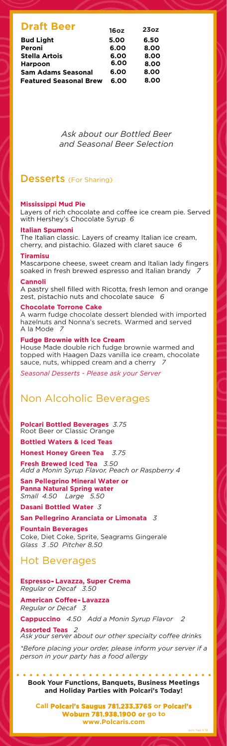## Draft Beer

| | 16oz | 23oz |
|---|---|---|
| **Bud Light** | 5.00 | 6.50 |
| **Peroni** | 6.00 | 8.00 |
| **Stella Artois** | 6.00 | 8.00 |
| **Harpoon** | 6.00 | 8.00 |
| **Sam Adams Seasonal** | 6.00 | 8.00 |
| **Featured Seasonal Brew** | 6.00 | 8.00 |

*Ask about our Bottled Beer and Seasonal Beer Selection*

## Desserts (For Sharing)

**Mississippi Mud Pie**
Layers of rich chocolate and coffee ice cream pie. Served with Hershey's Chocolate Syrup *6*

**Italian Spumoni**
The Italian classic. Layers of creamy Italian ice cream, cherry, and pistachio. Glazed with claret sauce *6*

**Tiramisu**
Mascarpone cheese, sweet cream and Italian lady fingers soaked in fresh brewed espresso and Italian brandy *7*

**Cannoli**
A pastry shell filled with Ricotta, fresh lemon and orange zest, pistachio nuts and chocolate sauce *6*

**Chocolate Torrone Cake**
A warm fudge chocolate dessert blended with imported hazelnuts and Nonna's secrets. Warmed and served A la Mode *7*

**Fudge Brownie with Ice Cream**
House Made double rich fudge brownie warmed and topped with Haagen Dazs vanilla ice cream, chocolate sauce, nuts, whipped cream and a cherry *7*

*Seasonal Desserts - Please ask your Server*

## Non Alcoholic Beverages

**Polcari Bottled Beverages** *3.75*
Root Beer or Classic Orange

**Bottled Waters & Iced Teas**

**Honest Honey Green Tea** *3.75*

**Fresh Brewed Iced Tea** *3.50*
*Add a Monin Syrup Flavor, Peach or Raspberry 4*

**San Pellegrino Mineral Water or Panna Natural Spring water**
*Small 4.50 Large 5.50*

**Dasani Bottled Water** *3*

**San Pellegrino Aranciata or Limonata** *3*

**Fountain Beverages**
Coke, Diet Coke, Sprite, Seagrams Gingerale
*Glass 3 .50 Pitcher 8.50*

## Hot Beverages

**Espresso- Lavazza, Super Crema**
*Regular or Decaf 3.50*

**American Coffee- Lavazza**
*Regular or Decaf 3*

**Cappuccino** *4.50 Add a Monin Syrup Flavor 2*

**Assorted Teas** *2*
*Ask your server about our other specialty coffee drinks*

*\*Before placing your order, please inform your server if a person in your party has a food allergy*

**Book Your Functions, Banquets, Business Meetings and Holiday Parties with Polcari's Today!**

**Call Polcari's Saugus 781.233.3765 or Polcari's Woburn 781.938.1900 or go to www.Polcaris.com**

polc flap 5 19